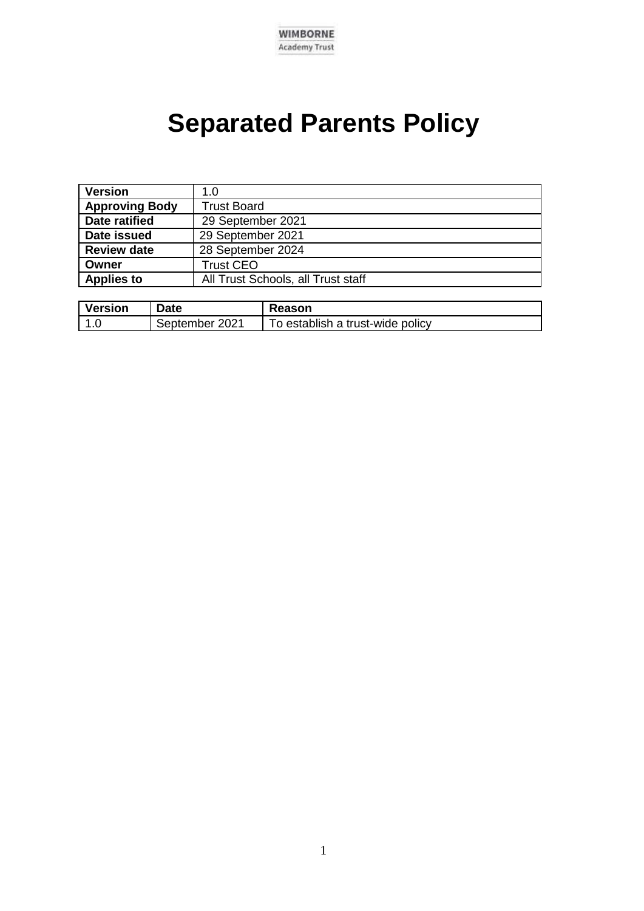WIMBORNE
Academy Trust

# Separated Parents Policy

| Version | 1.0 |
|---|---|
| Approving Body | Trust Board |
| Date ratified | 29 September 2021 |
| Date issued | 29 September 2021 |
| Review date | 28 September 2024 |
| Owner | Trust CEO |
| Applies to | All Trust Schools, all Trust staff |

| Version | Date | Reason |
|---|---|---|
| 1.0 | September 2021 | To establish a trust-wide policy |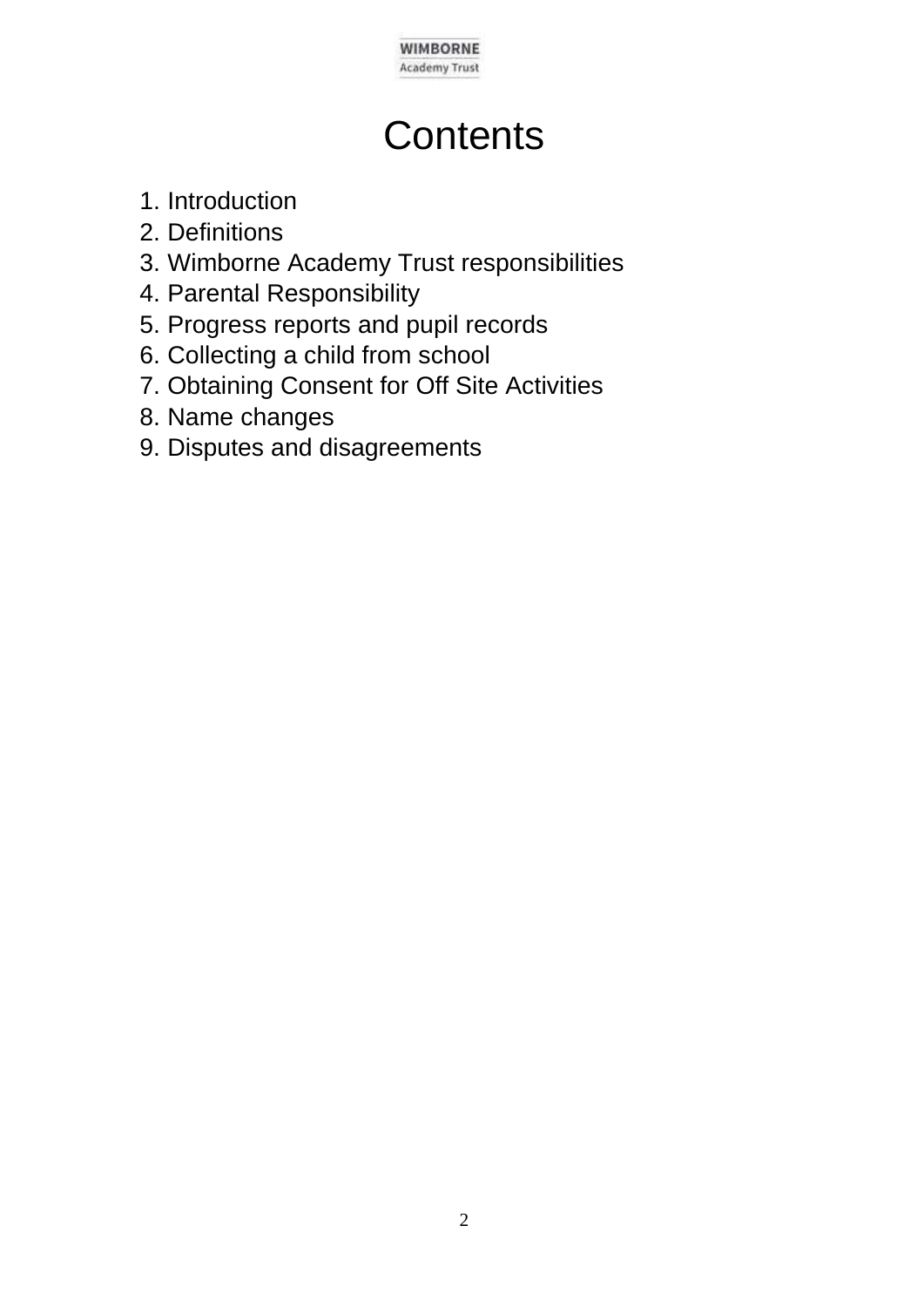# Contents

1. Introduction
2. Definitions
3. Wimborne Academy Trust responsibilities
4. Parental Responsibility
5. Progress reports and pupil records
6. Collecting a child from school
7. Obtaining Consent for Off Site Activities
8. Name changes
9. Disputes and disagreements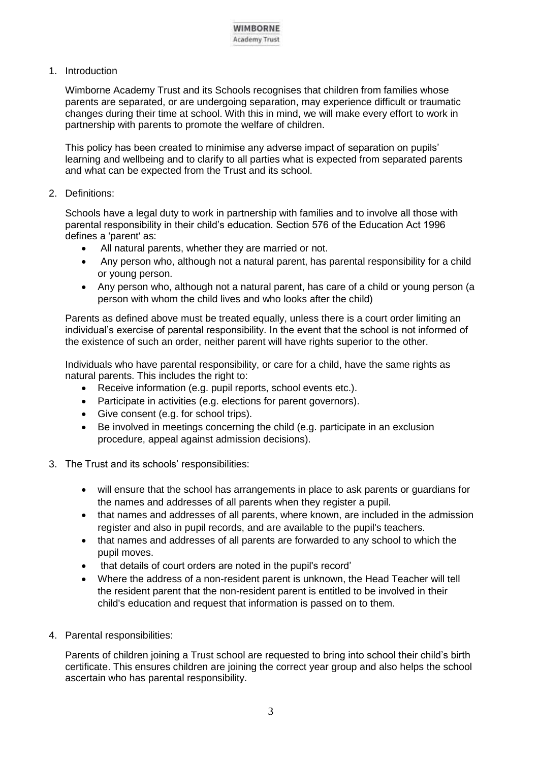1. Introduction

   Wimborne Academy Trust and its Schools recognises that children from families whose parents are separated, or are undergoing separation, may experience difficult or traumatic changes during their time at school. With this in mind, we will make every effort to work in partnership with parents to promote the welfare of children.

   This policy has been created to minimise any adverse impact of separation on pupils' learning and wellbeing and to clarify to all parties what is expected from separated parents and what can be expected from the Trust and its school.

2. Definitions:

   Schools have a legal duty to work in partnership with families and to involve all those with parental responsibility in their child's education. Section 576 of the Education Act 1996 defines a 'parent' as:

   - All natural parents, whether they are married or not.
   - Any person who, although not a natural parent, has parental responsibility for a child or young person.
   - Any person who, although not a natural parent, has care of a child or young person (a person with whom the child lives and who looks after the child)

   Parents as defined above must be treated equally, unless there is a court order limiting an individual's exercise of parental responsibility. In the event that the school is not informed of the existence of such an order, neither parent will have rights superior to the other.

   Individuals who have parental responsibility, or care for a child, have the same rights as natural parents. This includes the right to:

   - Receive information (e.g. pupil reports, school events etc.).
   - Participate in activities (e.g. elections for parent governors).
   - Give consent (e.g. for school trips).
   - Be involved in meetings concerning the child (e.g. participate in an exclusion procedure, appeal against admission decisions).

3. The Trust and its schools' responsibilities:

   - will ensure that the school has arrangements in place to ask parents or guardians for the names and addresses of all parents when they register a pupil.
   - that names and addresses of all parents, where known, are included in the admission register and also in pupil records, and are available to the pupil's teachers.
   - that names and addresses of all parents are forwarded to any school to which the pupil moves.
   - that details of court orders are noted in the pupil's record'
   - Where the address of a non-resident parent is unknown, the Head Teacher will tell the resident parent that the non-resident parent is entitled to be involved in their child's education and request that information is passed on to them.

4. Parental responsibilities:

   Parents of children joining a Trust school are requested to bring into school their child's birth certificate. This ensures children are joining the correct year group and also helps the school ascertain who has parental responsibility.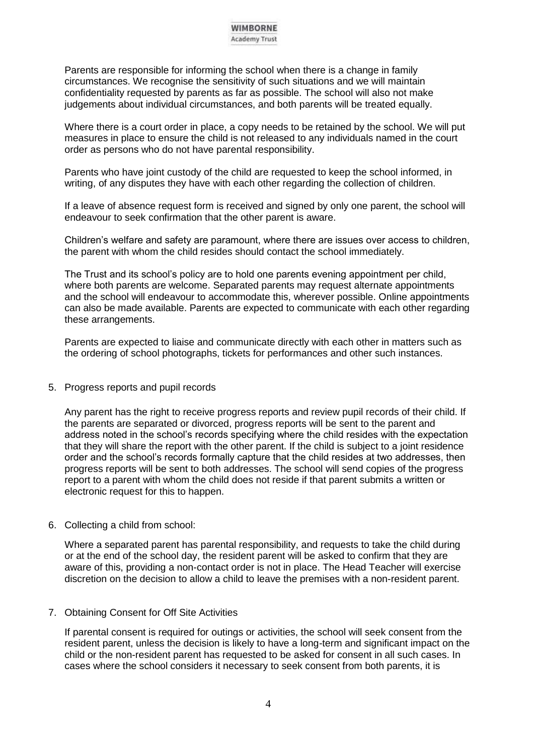Parents are responsible for informing the school when there is a change in family circumstances. We recognise the sensitivity of such situations and we will maintain confidentiality requested by parents as far as possible. The school will also not make judgements about individual circumstances, and both parents will be treated equally.

Where there is a court order in place, a copy needs to be retained by the school. We will put measures in place to ensure the child is not released to any individuals named in the court order as persons who do not have parental responsibility.

Parents who have joint custody of the child are requested to keep the school informed, in writing, of any disputes they have with each other regarding the collection of children.

If a leave of absence request form is received and signed by only one parent, the school will endeavour to seek confirmation that the other parent is aware.

Children's welfare and safety are paramount, where there are issues over access to children, the parent with whom the child resides should contact the school immediately.

The Trust and its school's policy are to hold one parents evening appointment per child, where both parents are welcome. Separated parents may request alternate appointments and the school will endeavour to accommodate this, wherever possible. Online appointments can also be made available. Parents are expected to communicate with each other regarding these arrangements.

Parents are expected to liaise and communicate directly with each other in matters such as the ordering of school photographs, tickets for performances and other such instances.

5. Progress reports and pupil records

Any parent has the right to receive progress reports and review pupil records of their child. If the parents are separated or divorced, progress reports will be sent to the parent and address noted in the school's records specifying where the child resides with the expectation that they will share the report with the other parent. If the child is subject to a joint residence order and the school's records formally capture that the child resides at two addresses, then progress reports will be sent to both addresses. The school will send copies of the progress report to a parent with whom the child does not reside if that parent submits a written or electronic request for this to happen.

6. Collecting a child from school:

Where a separated parent has parental responsibility, and requests to take the child during or at the end of the school day, the resident parent will be asked to confirm that they are aware of this, providing a non-contact order is not in place. The Head Teacher will exercise discretion on the decision to allow a child to leave the premises with a non-resident parent.

7. Obtaining Consent for Off Site Activities

If parental consent is required for outings or activities, the school will seek consent from the resident parent, unless the decision is likely to have a long-term and significant impact on the child or the non-resident parent has requested to be asked for consent in all such cases. In cases where the school considers it necessary to seek consent from both parents, it is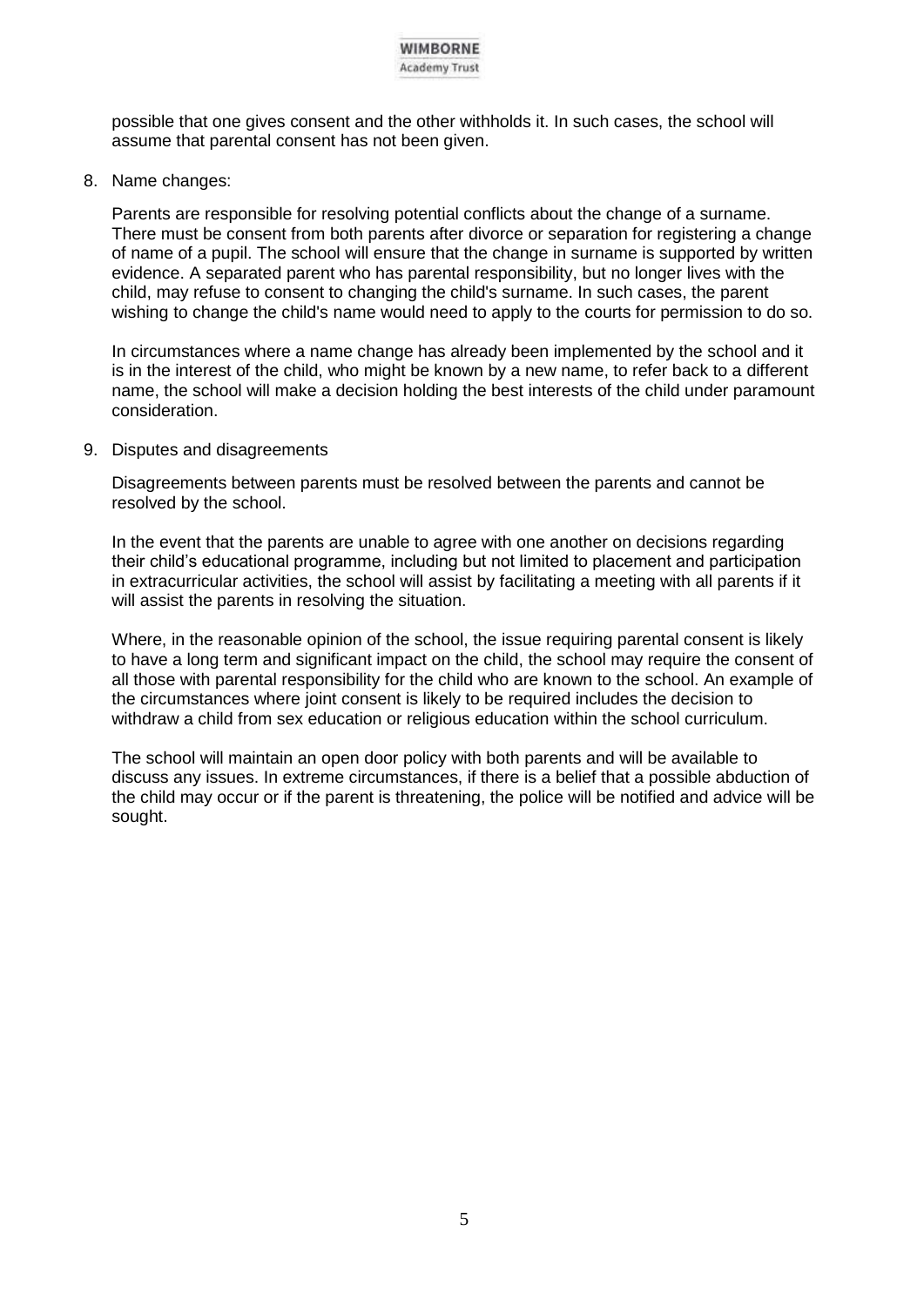possible that one gives consent and the other withholds it. In such cases, the school will assume that parental consent has not been given.

8. Name changes:

   Parents are responsible for resolving potential conflicts about the change of a surname. There must be consent from both parents after divorce or separation for registering a change of name of a pupil. The school will ensure that the change in surname is supported by written evidence. A separated parent who has parental responsibility, but no longer lives with the child, may refuse to consent to changing the child's surname. In such cases, the parent wishing to change the child's name would need to apply to the courts for permission to do so.

   In circumstances where a name change has already been implemented by the school and it is in the interest of the child, who might be known by a new name, to refer back to a different name, the school will make a decision holding the best interests of the child under paramount consideration.

9. Disputes and disagreements

   Disagreements between parents must be resolved between the parents and cannot be resolved by the school.

   In the event that the parents are unable to agree with one another on decisions regarding their child's educational programme, including but not limited to placement and participation in extracurricular activities, the school will assist by facilitating a meeting with all parents if it will assist the parents in resolving the situation.

   Where, in the reasonable opinion of the school, the issue requiring parental consent is likely to have a long term and significant impact on the child, the school may require the consent of all those with parental responsibility for the child who are known to the school. An example of the circumstances where joint consent is likely to be required includes the decision to withdraw a child from sex education or religious education within the school curriculum.

   The school will maintain an open door policy with both parents and will be available to discuss any issues. In extreme circumstances, if there is a belief that a possible abduction of the child may occur or if the parent is threatening, the police will be notified and advice will be sought.